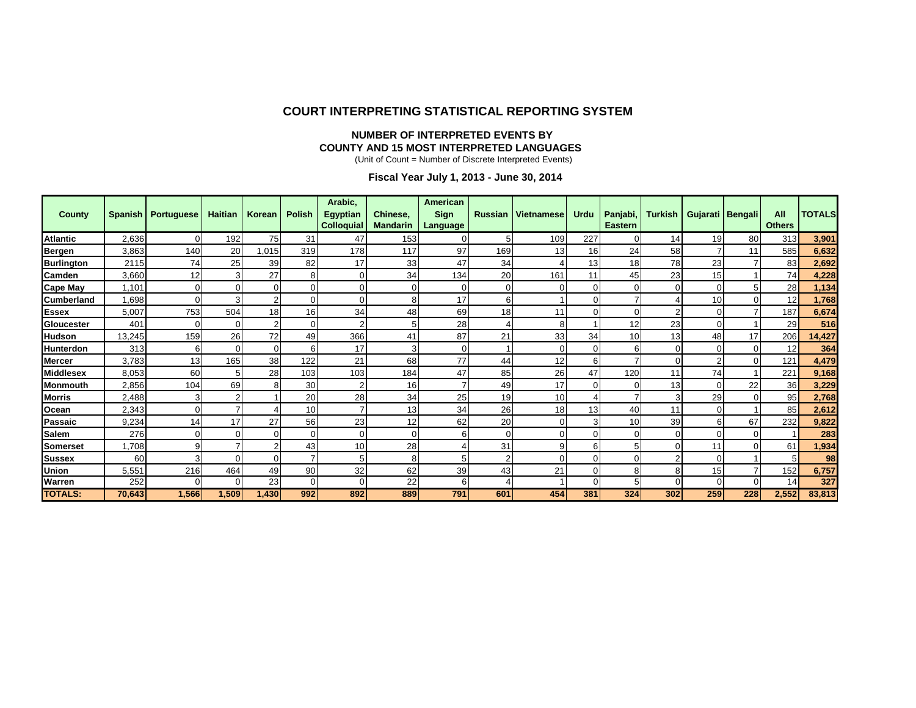# COURT INTERPRETING STATISTICAL REPORTING SYSTEM

## NUMBER OF INTERPRETED EVENTS BY COUNTY AND 15 MOST INTERPRETED LANGUAGES

(Unit of Count = Number of Discrete Interpreted Events)

### Fiscal Year July 1, 2013 - June 30, 2014

| County | Spanish | Portuguese | Haitian | Korean | Polish | Arabic, Egyptian Colloquial | Chinese, Mandarin | American Sign Language | Russian | Vietnamese | Urdu | Panjabi, Eastern | Turkish | Gujarati | Bengali | All Others | TOTALS |
|---|---|---|---|---|---|---|---|---|---|---|---|---|---|---|---|---|---|
| **Atlantic** | 2,636 | 0 | 192 | 75 | 31 | 47 | 153 | 0 | 5 | 109 | 227 | 0 | 14 | 19 | 80 | 313 | **3,901** |
| **Bergen** | 3,863 | 140 | 20 | 1,015 | 319 | 178 | 117 | 97 | 169 | 13 | 16 | 24 | 58 | 7 | 11 | 585 | **6,632** |
| **Burlington** | 2115 | 74 | 25 | 39 | 82 | 17 | 33 | 47 | 34 | 4 | 13 | 18 | 78 | 23 | 7 | 83 | **2,692** |
| **Camden** | 3,660 | 12 | 3 | 27 | 8 | 0 | 34 | 134 | 20 | 161 | 11 | 45 | 23 | 15 | 1 | 74 | **4,228** |
| **Cape May** | 1,101 | 0 | 0 | 0 | 0 | 0 | 0 | 0 | 0 | 0 | 0 | 0 | 0 | 0 | 5 | 28 | **1,134** |
| **Cumberland** | 1,698 | 0 | 3 | 2 | 0 | 0 | 8 | 17 | 6 | 1 | 0 | 7 | 4 | 10 | 0 | 12 | **1,768** |
| **Essex** | 5,007 | 753 | 504 | 18 | 16 | 34 | 48 | 69 | 18 | 11 | 0 | 0 | 2 | 0 | 7 | 187 | **6,674** |
| **Gloucester** | 401 | 0 | 0 | 2 | 0 | 2 | 5 | 28 | 4 | 8 | 1 | 12 | 23 | 0 | 1 | 29 | **516** |
| **Hudson** | 13,245 | 159 | 26 | 72 | 49 | 366 | 41 | 87 | 21 | 33 | 34 | 10 | 13 | 48 | 17 | 206 | **14,427** |
| **Hunterdon** | 313 | 6 | 0 | 0 | 6 | 17 | 3 | 0 | 1 | 0 | 0 | 6 | 0 | 0 | 0 | 12 | **364** |
| **Mercer** | 3,783 | 13 | 165 | 38 | 122 | 21 | 68 | 77 | 44 | 12 | 6 | 7 | 0 | 2 | 0 | 121 | **4,479** |
| **Middlesex** | 8,053 | 60 | 5 | 28 | 103 | 103 | 184 | 47 | 85 | 26 | 47 | 120 | 11 | 74 | 1 | 221 | **9,168** |
| **Monmouth** | 2,856 | 104 | 69 | 8 | 30 | 2 | 16 | 7 | 49 | 17 | 0 | 0 | 13 | 0 | 22 | 36 | **3,229** |
| **Morris** | 2,488 | 3 | 2 | 1 | 20 | 28 | 34 | 25 | 19 | 10 | 4 | 7 | 3 | 29 | 0 | 95 | **2,768** |
| **Ocean** | 2,343 | 0 | 7 | 4 | 10 | 7 | 13 | 34 | 26 | 18 | 13 | 40 | 11 | 0 | 1 | 85 | **2,612** |
| **Passaic** | 9,234 | 14 | 17 | 27 | 56 | 23 | 12 | 62 | 20 | 0 | 3 | 10 | 39 | 6 | 67 | 232 | **9,822** |
| **Salem** | 276 | 0 | 0 | 0 | 0 | 0 | 0 | 6 | 0 | 0 | 0 | 0 | 0 | 0 | 0 | 1 | **283** |
| **Somerset** | 1,708 | 9 | 7 | 2 | 43 | 10 | 28 | 4 | 31 | 9 | 6 | 5 | 0 | 11 | 0 | 61 | **1,934** |
| **Sussex** | 60 | 3 | 0 | 0 | 7 | 5 | 8 | 5 | 2 | 0 | 0 | 0 | 2 | 0 | 1 | 5 | **98** |
| **Union** | 5,551 | 216 | 464 | 49 | 90 | 32 | 62 | 39 | 43 | 21 | 0 | 8 | 8 | 15 | 7 | 152 | **6,757** |
| **Warren** | 252 | 0 | 0 | 23 | 0 | 0 | 22 | 6 | 4 | 1 | 0 | 5 | 0 | 0 | 0 | 14 | **327** |
| **TOTALS:** | **70,643** | **1,566** | **1,509** | **1,430** | **992** | **892** | **889** | **791** | **601** | **454** | **381** | **324** | **302** | **259** | **228** | **2,552** | **83,813** |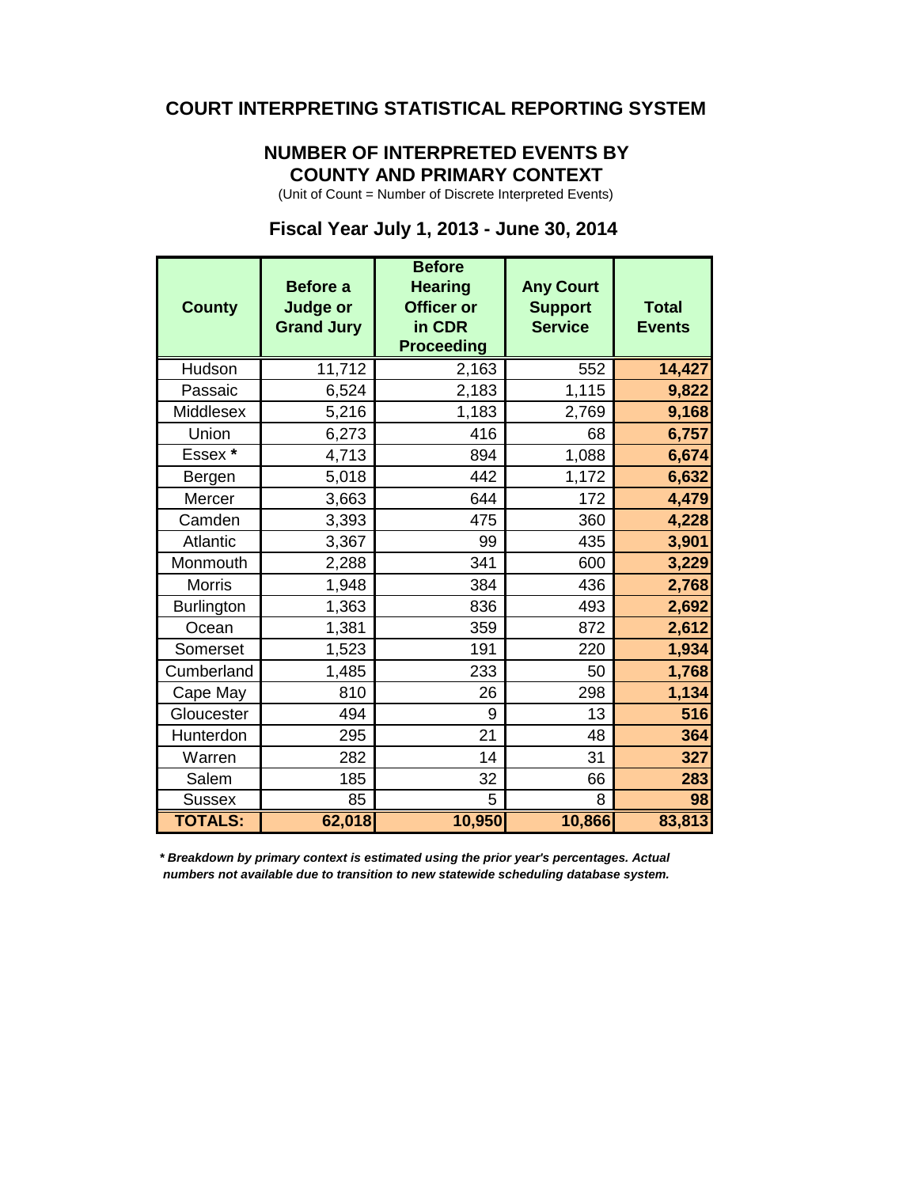# COURT INTERPRETING STATISTICAL REPORTING SYSTEM

## NUMBER OF INTERPRETED EVENTS BY COUNTY AND PRIMARY CONTEXT

(Unit of Count = Number of Discrete Interpreted Events)

### Fiscal Year July 1, 2013 - June 30, 2014

| County | Before a Judge or Grand Jury | Before Hearing Officer or in CDR Proceeding | Any Court Support Service | Total Events |
|---|---|---|---|---|
| Hudson | 11,712 | 2,163 | 552 | **14,427** |
| Passaic | 6,524 | 2,183 | 1,115 | **9,822** |
| Middlesex | 5,216 | 1,183 | 2,769 | **9,168** |
| Union | 6,273 | 416 | 68 | **6,757** |
| Essex * | 4,713 | 894 | 1,088 | **6,674** |
| Bergen | 5,018 | 442 | 1,172 | **6,632** |
| Mercer | 3,663 | 644 | 172 | **4,479** |
| Camden | 3,393 | 475 | 360 | **4,228** |
| Atlantic | 3,367 | 99 | 435 | **3,901** |
| Monmouth | 2,288 | 341 | 600 | **3,229** |
| Morris | 1,948 | 384 | 436 | **2,768** |
| Burlington | 1,363 | 836 | 493 | **2,692** |
| Ocean | 1,381 | 359 | 872 | **2,612** |
| Somerset | 1,523 | 191 | 220 | **1,934** |
| Cumberland | 1,485 | 233 | 50 | **1,768** |
| Cape May | 810 | 26 | 298 | **1,134** |
| Gloucester | 494 | 9 | 13 | **516** |
| Hunterdon | 295 | 21 | 48 | **364** |
| Warren | 282 | 14 | 31 | **327** |
| Salem | 185 | 32 | 66 | **283** |
| Sussex | 85 | 5 | 8 | **98** |
| **TOTALS:** | **62,018** | **10,950** | **10,866** | **83,813** |

***** *Breakdown by primary context is estimated using the prior year's percentages. Actual numbers not available due to transition to new statewide scheduling database system.*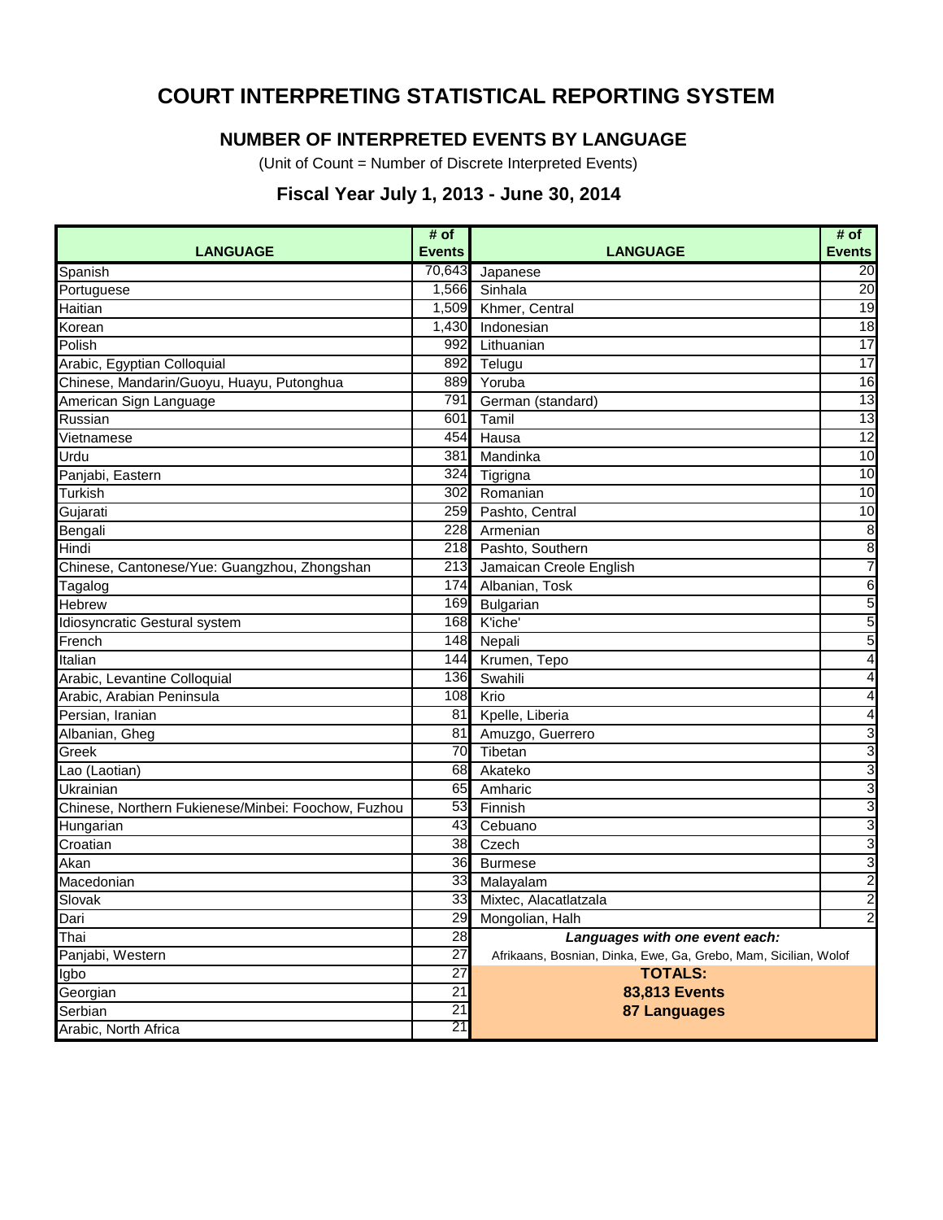# COURT INTERPRETING STATISTICAL REPORTING SYSTEM

## NUMBER OF INTERPRETED EVENTS BY LANGUAGE

(Unit of Count = Number of Discrete Interpreted Events)

## Fiscal Year July 1, 2013 - June 30, 2014

| LANGUAGE | # of Events | LANGUAGE | # of Events |
|---|---|---|---|
| Spanish | 70,643 | Japanese | 20 |
| Portuguese | 1,566 | Sinhala | 20 |
| Haitian | 1,509 | Khmer, Central | 19 |
| Korean | 1,430 | Indonesian | 18 |
| Polish | 992 | Lithuanian | 17 |
| Arabic, Egyptian Colloquial | 892 | Telugu | 17 |
| Chinese, Mandarin/Guoyu, Huayu, Putonghua | 889 | Yoruba | 16 |
| American Sign Language | 791 | German (standard) | 13 |
| Russian | 601 | Tamil | 13 |
| Vietnamese | 454 | Hausa | 12 |
| Urdu | 381 | Mandinka | 10 |
| Panjabi, Eastern | 324 | Tigrigna | 10 |
| Turkish | 302 | Romanian | 10 |
| Gujarati | 259 | Pashto, Central | 10 |
| Bengali | 228 | Armenian | 8 |
| Hindi | 218 | Pashto, Southern | 8 |
| Chinese, Cantonese/Yue: Guangzhou, Zhongshan | 213 | Jamaican Creole English | 7 |
| Tagalog | 174 | Albanian, Tosk | 6 |
| Hebrew | 169 | Bulgarian | 5 |
| Idiosyncratic Gestural system | 168 | K'iche' | 5 |
| French | 148 | Nepali | 5 |
| Italian | 144 | Krumen, Tepo | 4 |
| Arabic, Levantine Colloquial | 136 | Swahili | 4 |
| Arabic, Arabian Peninsula | 108 | Krio | 4 |
| Persian, Iranian | 81 | Kpelle, Liberia | 4 |
| Albanian, Gheg | 81 | Amuzgo, Guerrero | 3 |
| Greek | 70 | Tibetan | 3 |
| Lao (Laotian) | 68 | Akateko | 3 |
| Ukrainian | 65 | Amharic | 3 |
| Chinese, Northern Fukienese/Minbei: Foochow, Fuzhou | 53 | Finnish | 3 |
| Hungarian | 43 | Cebuano | 3 |
| Croatian | 38 | Czech | 3 |
| Akan | 36 | Burmese | 3 |
| Macedonian | 33 | Malayalam | 2 |
| Slovak | 33 | Mixtec, Alacatlatzala | 2 |
| Dari | 29 | Mongolian, Halh | 2 |
| Thai | 28 | ***Languages with one event each:*** | |
| Panjabi, Western | 27 | Afrikaans, Bosnian, Dinka, Ewe, Ga, Grebo, Mam, Sicilian, Wolof | |
| Igbo | 27 | **TOTALS:** | |
| Georgian | 21 | **83,813 Events** | |
| Serbian | 21 | **87 Languages** | |
| Arabic, North Africa | 21 | | |